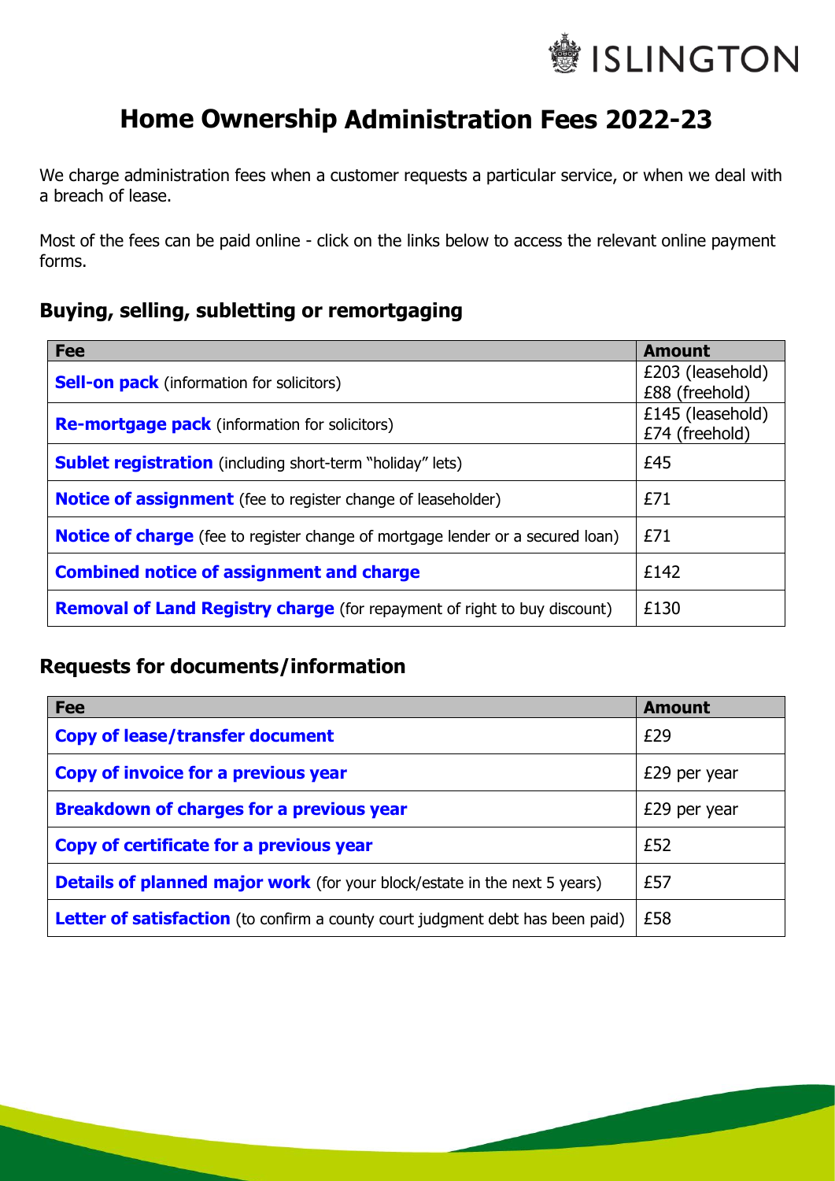# Home Ownership Administration Fees 2022-23

We charge administration fees when a customer requests a particular service, or when we deal with a breach of lease.

Most of the fees can be paid online - click on the links below to access the relevant online payment forms.

## Buying, selling, subletting or remortgaging

| Fee | Amount |
|---|---|
| **Sell-on pack** (information for solicitors) | £203 (leasehold) £88 (freehold) |
| **Re-mortgage pack** (information for solicitors) | £145 (leasehold) £74 (freehold) |
| **Sublet registration** (including short-term "holiday" lets) | £45 |
| **Notice of assignment** (fee to register change of leaseholder) | £71 |
| **Notice of charge** (fee to register change of mortgage lender or a secured loan) | £71 |
| **Combined notice of assignment and charge** | £142 |
| **Removal of Land Registry charge** (for repayment of right to buy discount) | £130 |

## Requests for documents/information

| Fee | Amount |
|---|---|
| **Copy of lease/transfer document** | £29 |
| **Copy of invoice for a previous year** | £29 per year |
| **Breakdown of charges for a previous year** | £29 per year |
| **Copy of certificate for a previous year** | £52 |
| **Details of planned major work** (for your block/estate in the next 5 years) | £57 |
| **Letter of satisfaction** (to confirm a county court judgment debt has been paid) | £58 |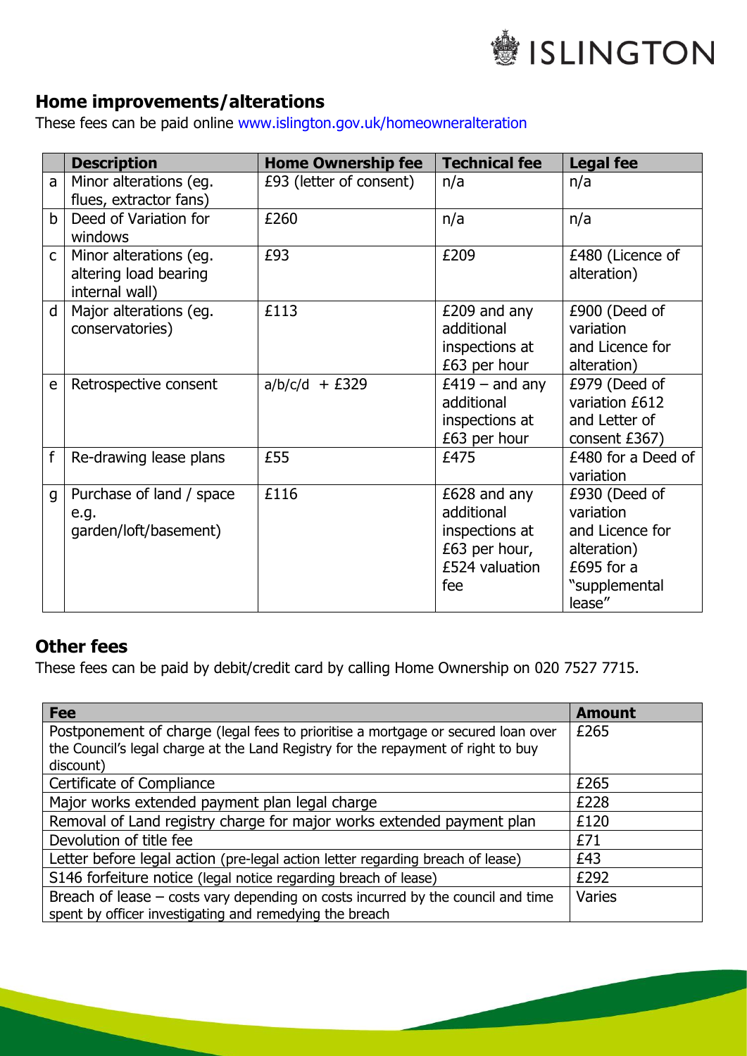## Home improvements/alterations

These fees can be paid online www.islington.gov.uk/homeowneralteration

| | Description | Home Ownership fee | Technical fee | Legal fee |
|---|---|---|---|---|
| a | Minor alterations (eg. flues, extractor fans) | £93 (letter of consent) | n/a | n/a |
| b | Deed of Variation for windows | £260 | n/a | n/a |
| c | Minor alterations (eg. altering load bearing internal wall) | £93 | £209 | £480 (Licence of alteration) |
| d | Major alterations (eg. conservatories) | £113 | £209 and any additional inspections at £63 per hour | £900 (Deed of variation and Licence for alteration) |
| e | Retrospective consent | a/b/c/d + £329 | £419 – and any additional inspections at £63 per hour | £979 (Deed of variation £612 and Letter of consent £367) |
| f | Re-drawing lease plans | £55 | £475 | £480 for a Deed of variation |
| g | Purchase of land / space e.g. garden/loft/basement) | £116 | £628 and any additional inspections at £63 per hour, £524 valuation fee | £930 (Deed of variation and Licence for alteration) £695 for a "supplemental lease" |

## Other fees

These fees can be paid by debit/credit card by calling Home Ownership on 020 7527 7715.

| Fee | Amount |
|---|---|
| Postponement of charge (legal fees to prioritise a mortgage or secured loan over the Council's legal charge at the Land Registry for the repayment of right to buy discount) | £265 |
| Certificate of Compliance | £265 |
| Major works extended payment plan legal charge | £228 |
| Removal of Land registry charge for major works extended payment plan | £120 |
| Devolution of title fee | £71 |
| Letter before legal action (pre-legal action letter regarding breach of lease) | £43 |
| S146 forfeiture notice (legal notice regarding breach of lease) | £292 |
| Breach of lease – costs vary depending on costs incurred by the council and time spent by officer investigating and remedying the breach | Varies |